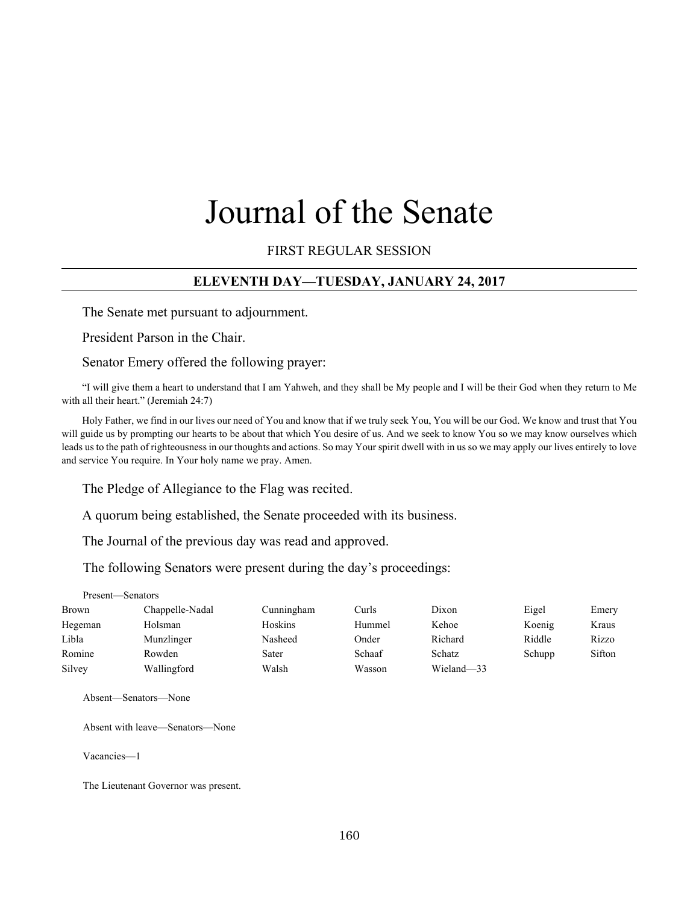# Journal of the Senate

FIRST REGULAR SESSION

## ELEVENTH DAY—TUESDAY, JANUARY 24, 2017

The Senate met pursuant to adjournment.

President Parson in the Chair.

Senator Emery offered the following prayer:

"I will give them a heart to understand that I am Yahweh, and they shall be My people and I will be their God when they return to Me with all their heart." (Jeremiah 24:7)

Holy Father, we find in our lives our need of You and know that if we truly seek You, You will be our God. We know and trust that You will guide us by prompting our hearts to be about that which You desire of us. And we seek to know You so we may know ourselves which leads us to the path of righteousness in our thoughts and actions. So may Your spirit dwell with in us so we may apply our lives entirely to love and service You require. In Your holy name we pray. Amen.

The Pledge of Allegiance to the Flag was recited.

A quorum being established, the Senate proceeded with its business.

The Journal of the previous day was read and approved.

The following Senators were present during the day's proceedings:

Present—Senators

| | | | | | | |
|---|---|---|---|---|---|---|
| Brown | Chappelle-Nadal | Cunningham | Curls | Dixon | Eigel | Emery |
| Hegeman | Holsman | Hoskins | Hummel | Kehoe | Koenig | Kraus |
| Libla | Munzlinger | Nasheed | Onder | Richard | Riddle | Rizzo |
| Romine | Rowden | Sater | Schaaf | Schatz | Schupp | Sifton |
| Silvey | Wallingford | Walsh | Wasson | Wieland—33 | | |

Absent—Senators—None

Absent with leave—Senators—None

Vacancies—1

The Lieutenant Governor was present.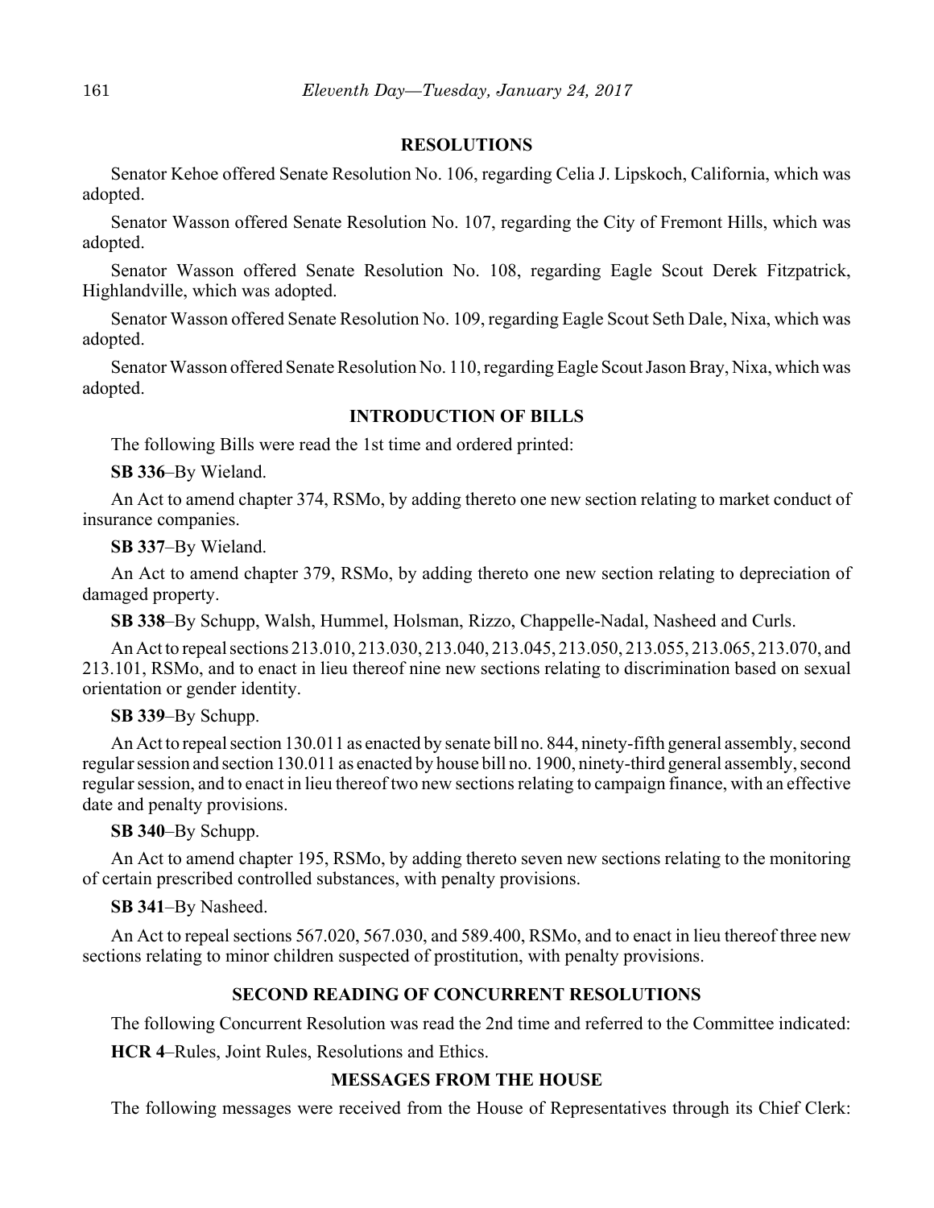## RESOLUTIONS

Senator Kehoe offered Senate Resolution No. 106, regarding Celia J. Lipskoch, California, which was adopted.

Senator Wasson offered Senate Resolution No. 107, regarding the City of Fremont Hills, which was adopted.

Senator Wasson offered Senate Resolution No. 108, regarding Eagle Scout Derek Fitzpatrick, Highlandville, which was adopted.

Senator Wasson offered Senate Resolution No. 109, regarding Eagle Scout Seth Dale, Nixa, which was adopted.

Senator Wasson offered Senate Resolution No. 110, regarding Eagle Scout Jason Bray, Nixa, which was adopted.

## INTRODUCTION OF BILLS

The following Bills were read the 1st time and ordered printed:

**SB 336**–By Wieland.

An Act to amend chapter 374, RSMo, by adding thereto one new section relating to market conduct of insurance companies.

**SB 337**–By Wieland.

An Act to amend chapter 379, RSMo, by adding thereto one new section relating to depreciation of damaged property.

**SB 338**–By Schupp, Walsh, Hummel, Holsman, Rizzo, Chappelle-Nadal, Nasheed and Curls.

An Act to repeal sections 213.010, 213.030, 213.040, 213.045, 213.050, 213.055, 213.065, 213.070, and 213.101, RSMo, and to enact in lieu thereof nine new sections relating to discrimination based on sexual orientation or gender identity.

**SB 339**–By Schupp.

An Act to repeal section 130.011 as enacted by senate bill no. 844, ninety-fifth general assembly, second regular session and section 130.011 as enacted by house bill no. 1900, ninety-third general assembly, second regular session, and to enact in lieu thereof two new sections relating to campaign finance, with an effective date and penalty provisions.

**SB 340**–By Schupp.

An Act to amend chapter 195, RSMo, by adding thereto seven new sections relating to the monitoring of certain prescribed controlled substances, with penalty provisions.

**SB 341**–By Nasheed.

An Act to repeal sections 567.020, 567.030, and 589.400, RSMo, and to enact in lieu thereof three new sections relating to minor children suspected of prostitution, with penalty provisions.

## SECOND READING OF CONCURRENT RESOLUTIONS

The following Concurrent Resolution was read the 2nd time and referred to the Committee indicated:

**HCR 4**–Rules, Joint Rules, Resolutions and Ethics.

## MESSAGES FROM THE HOUSE

The following messages were received from the House of Representatives through its Chief Clerk: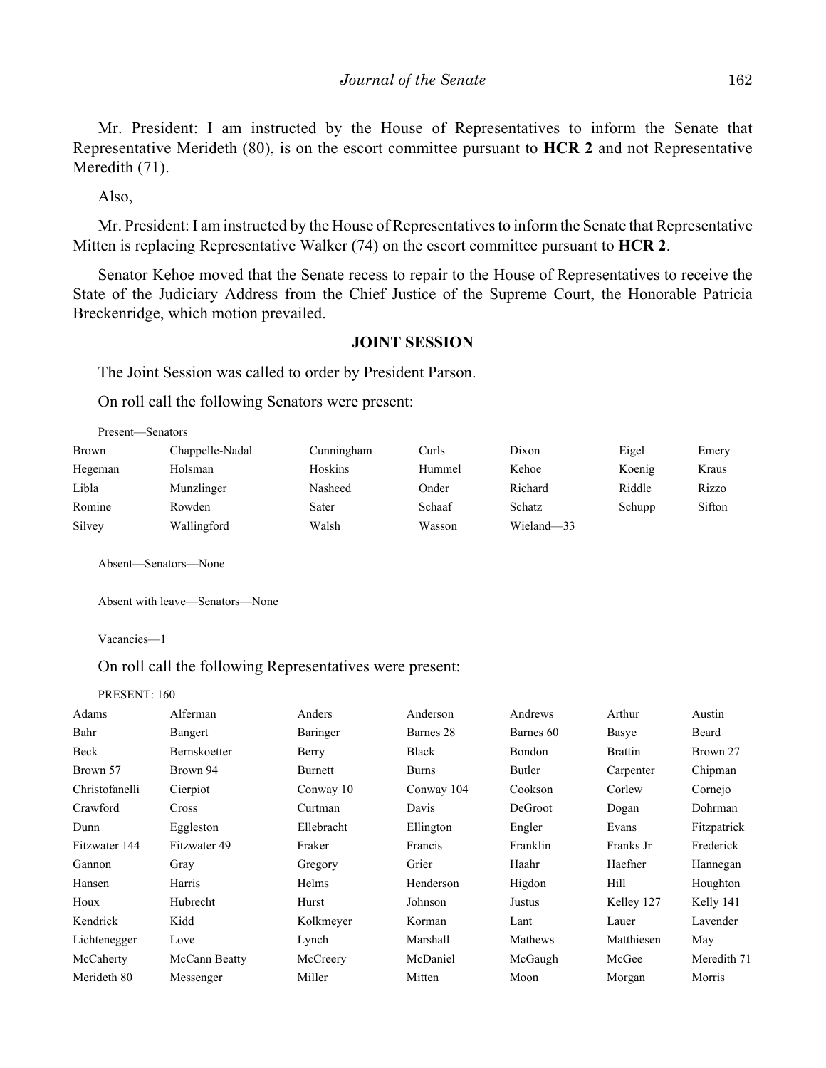Mr. President: I am instructed by the House of Representatives to inform the Senate that Representative Merideth (80), is on the escort committee pursuant to **HCR 2** and not Representative Meredith (71).

Also,

Mr. President: I am instructed by the House of Representatives to inform the Senate that Representative Mitten is replacing Representative Walker (74) on the escort committee pursuant to **HCR 2**.

Senator Kehoe moved that the Senate recess to repair to the House of Representatives to receive the State of the Judiciary Address from the Chief Justice of the Supreme Court, the Honorable Patricia Breckenridge, which motion prevailed.

## JOINT SESSION

The Joint Session was called to order by President Parson.

On roll call the following Senators were present:

Present—Senators

| | | | | | | |
|---|---|---|---|---|---|---|
| Brown | Chappelle-Nadal | Cunningham | Curls | Dixon | Eigel | Emery |
| Hegeman | Holsman | Hoskins | Hummel | Kehoe | Koenig | Kraus |
| Libla | Munzlinger | Nasheed | Onder | Richard | Riddle | Rizzo |
| Romine | Rowden | Sater | Schaaf | Schatz | Schupp | Sifton |
| Silvey | Wallingford | Walsh | Wasson | Wieland—33 | | |

Absent—Senators—None

Absent with leave—Senators—None

Vacancies—1

On roll call the following Representatives were present:

PRESENT: 160

| | | | | | | |
|---|---|---|---|---|---|---|
| Adams | Alferman | Anders | Anderson | Andrews | Arthur | Austin |
| Bahr | Bangert | Baringer | Barnes 28 | Barnes 60 | Basye | Beard |
| Beck | Bernskoetter | Berry | Black | Bondon | Brattin | Brown 27 |
| Brown 57 | Brown 94 | Burnett | Burns | Butler | Carpenter | Chipman |
| Christofanelli | Cierpiot | Conway 10 | Conway 104 | Cookson | Corlew | Cornejo |
| Crawford | Cross | Curtman | Davis | DeGroot | Dogan | Dohrman |
| Dunn | Eggleston | Ellebracht | Ellington | Engler | Evans | Fitzpatrick |
| Fitzwater 144 | Fitzwater 49 | Fraker | Francis | Franklin | Franks Jr | Frederick |
| Gannon | Gray | Gregory | Grier | Haahr | Haefner | Hannegan |
| Hansen | Harris | Helms | Henderson | Higdon | Hill | Houghton |
| Houx | Hubrecht | Hurst | Johnson | Justus | Kelley 127 | Kelly 141 |
| Kendrick | Kidd | Kolkmeyer | Korman | Lant | Lauer | Lavender |
| Lichtenegger | Love | Lynch | Marshall | Mathews | Matthiesen | May |
| McCaherty | McCann Beatty | McCreery | McDaniel | McGaugh | McGee | Meredith 71 |
| Merideth 80 | Messenger | Miller | Mitten | Moon | Morgan | Morris |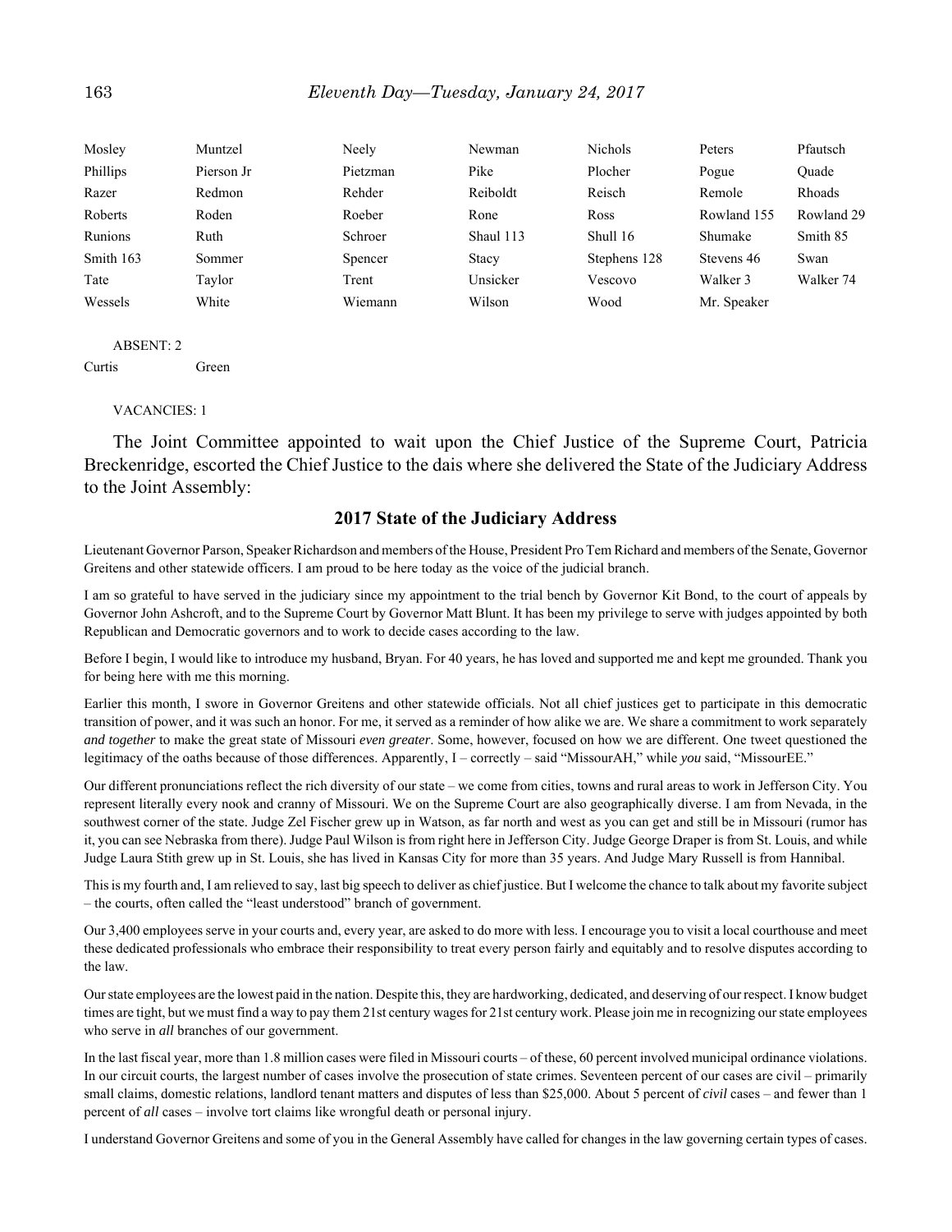| | | | | | | |
|---|---|---|---|---|---|---|
| Mosley | Muntzel | Neely | Newman | Nichols | Peters | Pfautsch |
| Phillips | Pierson Jr | Pietzman | Pike | Plocher | Pogue | Quade |
| Razer | Redmon | Rehder | Reiboldt | Reisch | Remole | Rhoads |
| Roberts | Roden | Roeber | Rone | Ross | Rowland 155 | Rowland 29 |
| Runions | Ruth | Schroer | Shaul 113 | Shull 16 | Shumake | Smith 85 |
| Smith 163 | Sommer | Spencer | Stacy | Stephens 128 | Stevens 46 | Swan |
| Tate | Taylor | Trent | Unsicker | Vescovo | Walker 3 | Walker 74 |
| Wessels | White | Wiemann | Wilson | Wood | Mr. Speaker | |

ABSENT: 2

| | |
|---|---|
| Curtis | Green |

VACANCIES: 1

The Joint Committee appointed to wait upon the Chief Justice of the Supreme Court, Patricia Breckenridge, escorted the Chief Justice to the dais where she delivered the State of the Judiciary Address to the Joint Assembly:

## 2017 State of the Judiciary Address

Lieutenant Governor Parson, Speaker Richardson and members of the House, President Pro Tem Richard and members of the Senate, Governor Greitens and other statewide officers. I am proud to be here today as the voice of the judicial branch.

I am so grateful to have served in the judiciary since my appointment to the trial bench by Governor Kit Bond, to the court of appeals by Governor John Ashcroft, and to the Supreme Court by Governor Matt Blunt. It has been my privilege to serve with judges appointed by both Republican and Democratic governors and to work to decide cases according to the law.

Before I begin, I would like to introduce my husband, Bryan. For 40 years, he has loved and supported me and kept me grounded. Thank you for being here with me this morning.

Earlier this month, I swore in Governor Greitens and other statewide officials. Not all chief justices get to participate in this democratic transition of power, and it was such an honor. For me, it served as a reminder of how alike we are. We share a commitment to work separately *and together* to make the great state of Missouri *even greater*. Some, however, focused on how we are different. One tweet questioned the legitimacy of the oaths because of those differences. Apparently, I – correctly – said "MissourAH," while *you* said, "MissourEE."

Our different pronunciations reflect the rich diversity of our state – we come from cities, towns and rural areas to work in Jefferson City. You represent literally every nook and cranny of Missouri. We on the Supreme Court are also geographically diverse. I am from Nevada, in the southwest corner of the state. Judge Zel Fischer grew up in Watson, as far north and west as you can get and still be in Missouri (rumor has it, you can see Nebraska from there). Judge Paul Wilson is from right here in Jefferson City. Judge George Draper is from St. Louis, and while Judge Laura Stith grew up in St. Louis, she has lived in Kansas City for more than 35 years. And Judge Mary Russell is from Hannibal.

This is my fourth and, I am relieved to say, last big speech to deliver as chief justice. But I welcome the chance to talk about my favorite subject – the courts, often called the "least understood" branch of government.

Our 3,400 employees serve in your courts and, every year, are asked to do more with less. I encourage you to visit a local courthouse and meet these dedicated professionals who embrace their responsibility to treat every person fairly and equitably and to resolve disputes according to the law.

Our state employees are the lowest paid in the nation. Despite this, they are hardworking, dedicated, and deserving of our respect. I know budget times are tight, but we must find a way to pay them 21st century wages for 21st century work. Please join me in recognizing our state employees who serve in *all* branches of our government.

In the last fiscal year, more than 1.8 million cases were filed in Missouri courts – of these, 60 percent involved municipal ordinance violations. In our circuit courts, the largest number of cases involve the prosecution of state crimes. Seventeen percent of our cases are civil – primarily small claims, domestic relations, landlord tenant matters and disputes of less than $25,000. About 5 percent of *civil* cases – and fewer than 1 percent of *all* cases – involve tort claims like wrongful death or personal injury.

I understand Governor Greitens and some of you in the General Assembly have called for changes in the law governing certain types of cases.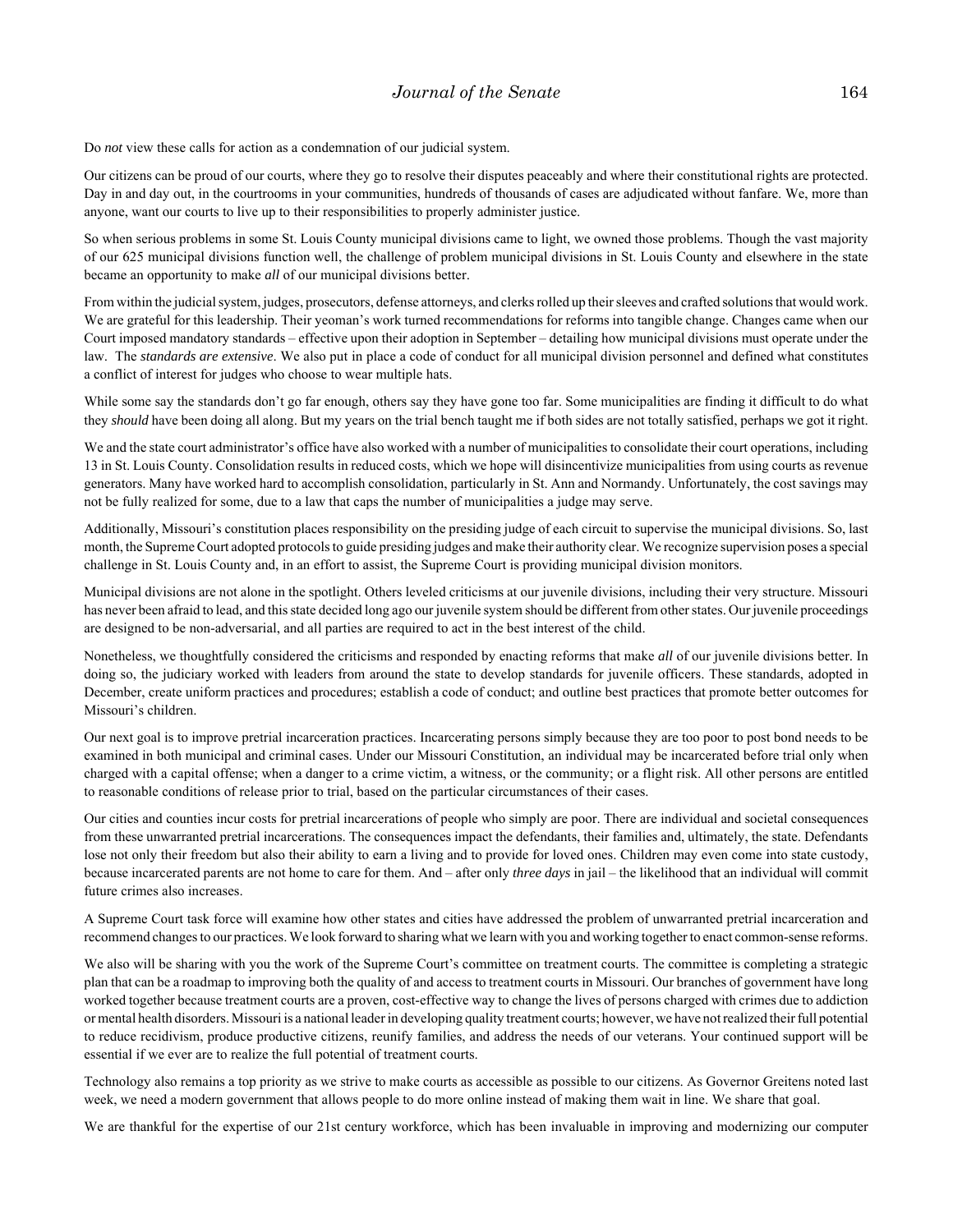Do *not* view these calls for action as a condemnation of our judicial system.

Our citizens can be proud of our courts, where they go to resolve their disputes peaceably and where their constitutional rights are protected. Day in and day out, in the courtrooms in your communities, hundreds of thousands of cases are adjudicated without fanfare. We, more than anyone, want our courts to live up to their responsibilities to properly administer justice.

So when serious problems in some St. Louis County municipal divisions came to light, we owned those problems. Though the vast majority of our 625 municipal divisions function well, the challenge of problem municipal divisions in St. Louis County and elsewhere in the state became an opportunity to make *all* of our municipal divisions better.

From within the judicial system, judges, prosecutors, defense attorneys, and clerks rolled up their sleeves and crafted solutions that would work. We are grateful for this leadership. Their yeoman's work turned recommendations for reforms into tangible change. Changes came when our Court imposed mandatory standards – effective upon their adoption in September – detailing how municipal divisions must operate under the law. The *standards are extensive*. We also put in place a code of conduct for all municipal division personnel and defined what constitutes a conflict of interest for judges who choose to wear multiple hats.

While some say the standards don't go far enough, others say they have gone too far. Some municipalities are finding it difficult to do what they *should* have been doing all along. But my years on the trial bench taught me if both sides are not totally satisfied, perhaps we got it right.

We and the state court administrator's office have also worked with a number of municipalities to consolidate their court operations, including 13 in St. Louis County. Consolidation results in reduced costs, which we hope will disincentivize municipalities from using courts as revenue generators. Many have worked hard to accomplish consolidation, particularly in St. Ann and Normandy. Unfortunately, the cost savings may not be fully realized for some, due to a law that caps the number of municipalities a judge may serve.

Additionally, Missouri's constitution places responsibility on the presiding judge of each circuit to supervise the municipal divisions. So, last month, the Supreme Court adopted protocols to guide presiding judges and make their authority clear. We recognize supervision poses a special challenge in St. Louis County and, in an effort to assist, the Supreme Court is providing municipal division monitors.

Municipal divisions are not alone in the spotlight. Others leveled criticisms at our juvenile divisions, including their very structure. Missouri has never been afraid to lead, and this state decided long ago our juvenile system should be different from other states. Our juvenile proceedings are designed to be non-adversarial, and all parties are required to act in the best interest of the child.

Nonetheless, we thoughtfully considered the criticisms and responded by enacting reforms that make *all* of our juvenile divisions better. In doing so, the judiciary worked with leaders from around the state to develop standards for juvenile officers. These standards, adopted in December, create uniform practices and procedures; establish a code of conduct; and outline best practices that promote better outcomes for Missouri's children.

Our next goal is to improve pretrial incarceration practices. Incarcerating persons simply because they are too poor to post bond needs to be examined in both municipal and criminal cases. Under our Missouri Constitution, an individual may be incarcerated before trial only when charged with a capital offense; when a danger to a crime victim, a witness, or the community; or a flight risk. All other persons are entitled to reasonable conditions of release prior to trial, based on the particular circumstances of their cases.

Our cities and counties incur costs for pretrial incarcerations of people who simply are poor. There are individual and societal consequences from these unwarranted pretrial incarcerations. The consequences impact the defendants, their families and, ultimately, the state. Defendants lose not only their freedom but also their ability to earn a living and to provide for loved ones. Children may even come into state custody, because incarcerated parents are not home to care for them. And – after only *three days* in jail – the likelihood that an individual will commit future crimes also increases.

A Supreme Court task force will examine how other states and cities have addressed the problem of unwarranted pretrial incarceration and recommend changes to our practices. We look forward to sharing what we learn with you and working together to enact common-sense reforms.

We also will be sharing with you the work of the Supreme Court's committee on treatment courts. The committee is completing a strategic plan that can be a roadmap to improving both the quality of and access to treatment courts in Missouri. Our branches of government have long worked together because treatment courts are a proven, cost-effective way to change the lives of persons charged with crimes due to addiction or mental health disorders. Missouri is a national leader in developing quality treatment courts; however, we have not realized their full potential to reduce recidivism, produce productive citizens, reunify families, and address the needs of our veterans. Your continued support will be essential if we ever are to realize the full potential of treatment courts.

Technology also remains a top priority as we strive to make courts as accessible as possible to our citizens. As Governor Greitens noted last week, we need a modern government that allows people to do more online instead of making them wait in line. We share that goal.

We are thankful for the expertise of our 21st century workforce, which has been invaluable in improving and modernizing our computer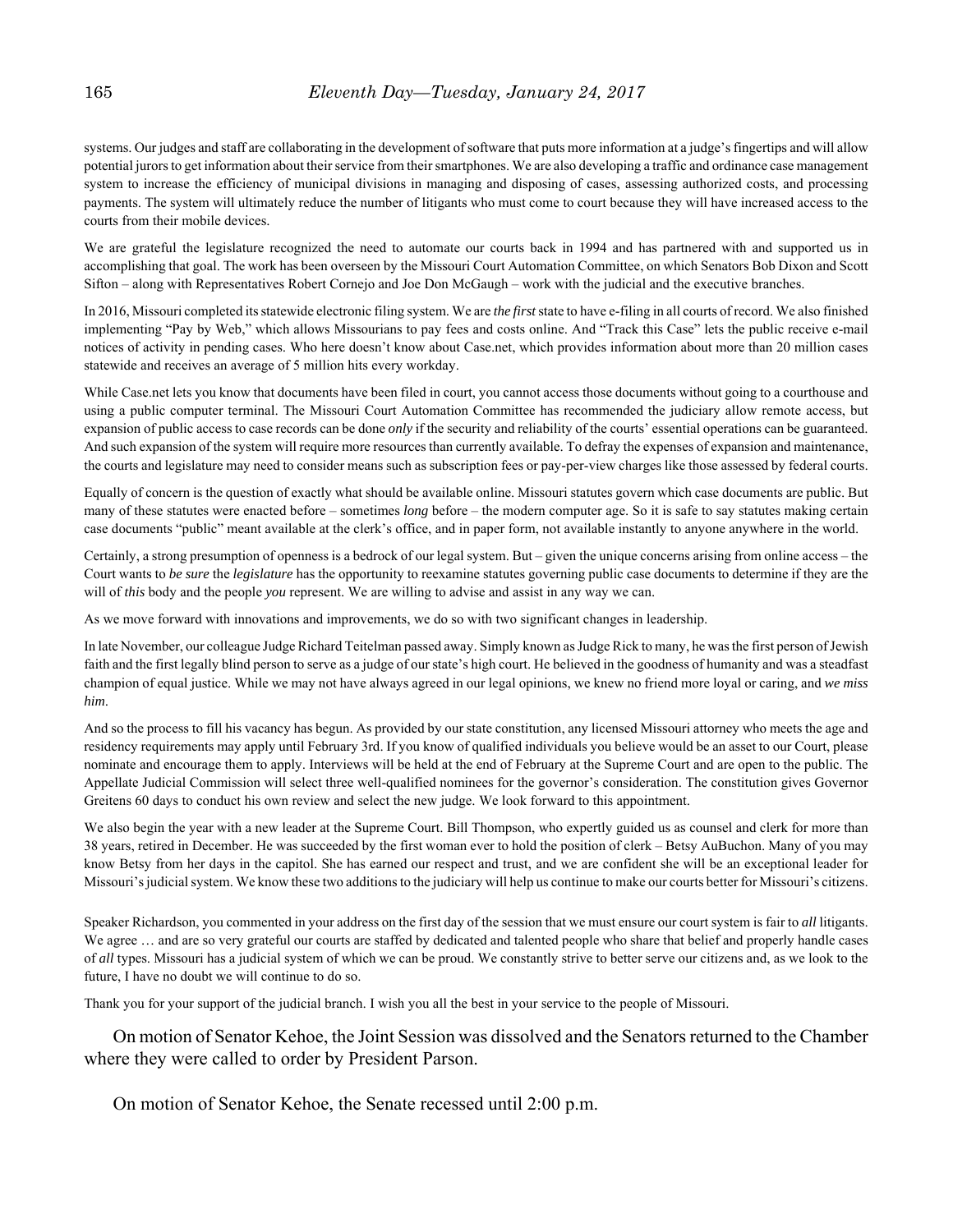systems. Our judges and staff are collaborating in the development of software that puts more information at a judge's fingertips and will allow potential jurors to get information about their service from their smartphones. We are also developing a traffic and ordinance case management system to increase the efficiency of municipal divisions in managing and disposing of cases, assessing authorized costs, and processing payments. The system will ultimately reduce the number of litigants who must come to court because they will have increased access to the courts from their mobile devices.

We are grateful the legislature recognized the need to automate our courts back in 1994 and has partnered with and supported us in accomplishing that goal. The work has been overseen by the Missouri Court Automation Committee, on which Senators Bob Dixon and Scott Sifton – along with Representatives Robert Cornejo and Joe Don McGaugh – work with the judicial and the executive branches.

In 2016, Missouri completed its statewide electronic filing system. We are *the first* state to have e-filing in all courts of record. We also finished implementing "Pay by Web," which allows Missourians to pay fees and costs online. And "Track this Case" lets the public receive e-mail notices of activity in pending cases. Who here doesn't know about Case.net, which provides information about more than 20 million cases statewide and receives an average of 5 million hits every workday.

While Case.net lets you know that documents have been filed in court, you cannot access those documents without going to a courthouse and using a public computer terminal. The Missouri Court Automation Committee has recommended the judiciary allow remote access, but expansion of public access to case records can be done *only* if the security and reliability of the courts' essential operations can be guaranteed. And such expansion of the system will require more resources than currently available. To defray the expenses of expansion and maintenance, the courts and legislature may need to consider means such as subscription fees or pay-per-view charges like those assessed by federal courts.

Equally of concern is the question of exactly what should be available online. Missouri statutes govern which case documents are public. But many of these statutes were enacted before – sometimes *long* before – the modern computer age. So it is safe to say statutes making certain case documents "public" meant available at the clerk's office, and in paper form, not available instantly to anyone anywhere in the world.

Certainly, a strong presumption of openness is a bedrock of our legal system. But – given the unique concerns arising from online access – the Court wants to *be sure* the *legislature* has the opportunity to reexamine statutes governing public case documents to determine if they are the will of *this* body and the people *you* represent. We are willing to advise and assist in any way we can.

As we move forward with innovations and improvements, we do so with two significant changes in leadership.

In late November, our colleague Judge Richard Teitelman passed away. Simply known as Judge Rick to many, he was the first person of Jewish faith and the first legally blind person to serve as a judge of our state's high court. He believed in the goodness of humanity and was a steadfast champion of equal justice. While we may not have always agreed in our legal opinions, we knew no friend more loyal or caring, and *we miss him*.

And so the process to fill his vacancy has begun. As provided by our state constitution, any licensed Missouri attorney who meets the age and residency requirements may apply until February 3rd. If you know of qualified individuals you believe would be an asset to our Court, please nominate and encourage them to apply. Interviews will be held at the end of February at the Supreme Court and are open to the public. The Appellate Judicial Commission will select three well-qualified nominees for the governor's consideration. The constitution gives Governor Greitens 60 days to conduct his own review and select the new judge. We look forward to this appointment.

We also begin the year with a new leader at the Supreme Court. Bill Thompson, who expertly guided us as counsel and clerk for more than 38 years, retired in December. He was succeeded by the first woman ever to hold the position of clerk – Betsy AuBuchon. Many of you may know Betsy from her days in the capitol. She has earned our respect and trust, and we are confident she will be an exceptional leader for Missouri's judicial system. We know these two additions to the judiciary will help us continue to make our courts better for Missouri's citizens.

Speaker Richardson, you commented in your address on the first day of the session that we must ensure our court system is fair to *all* litigants. We agree … and are so very grateful our courts are staffed by dedicated and talented people who share that belief and properly handle cases of *all* types. Missouri has a judicial system of which we can be proud. We constantly strive to better serve our citizens and, as we look to the future, I have no doubt we will continue to do so.

Thank you for your support of the judicial branch. I wish you all the best in your service to the people of Missouri.

On motion of Senator Kehoe, the Joint Session was dissolved and the Senators returned to the Chamber where they were called to order by President Parson.

On motion of Senator Kehoe, the Senate recessed until 2:00 p.m.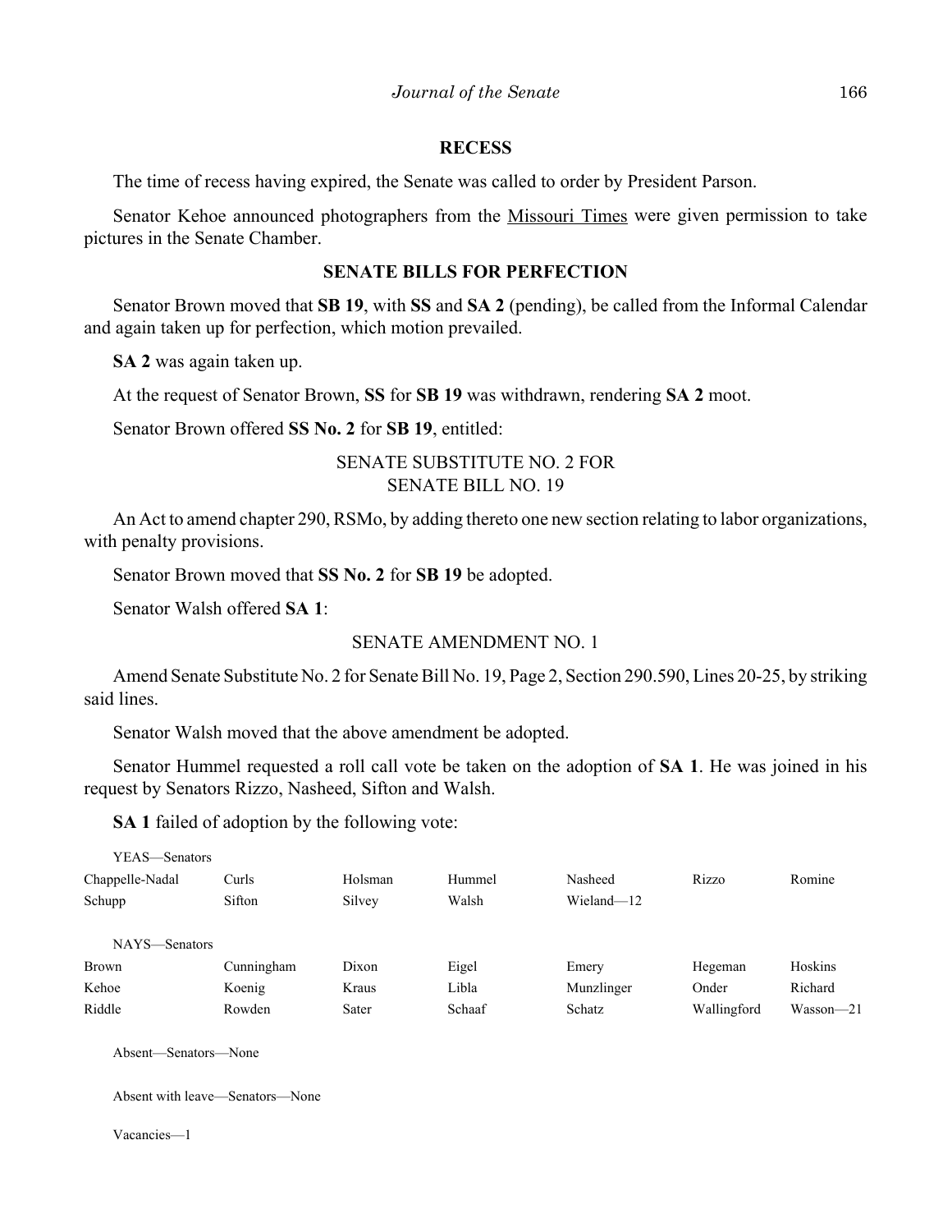## RECESS

The time of recess having expired, the Senate was called to order by President Parson.

Senator Kehoe announced photographers from the Missouri Times were given permission to take pictures in the Senate Chamber.

## SENATE BILLS FOR PERFECTION

Senator Brown moved that **SB 19**, with **SS** and **SA 2** (pending), be called from the Informal Calendar and again taken up for perfection, which motion prevailed.

**SA 2** was again taken up.

At the request of Senator Brown, **SS** for **SB 19** was withdrawn, rendering **SA 2** moot.

Senator Brown offered **SS No. 2** for **SB 19**, entitled:

SENATE SUBSTITUTE NO. 2 FOR
SENATE BILL NO. 19

An Act to amend chapter 290, RSMo, by adding thereto one new section relating to labor organizations, with penalty provisions.

Senator Brown moved that **SS No. 2** for **SB 19** be adopted.

Senator Walsh offered **SA 1**:

SENATE AMENDMENT NO. 1

Amend Senate Substitute No. 2 for Senate Bill No. 19, Page 2, Section 290.590, Lines 20-25, by striking said lines.

Senator Walsh moved that the above amendment be adopted.

Senator Hummel requested a roll call vote be taken on the adoption of **SA 1**. He was joined in his request by Senators Rizzo, Nasheed, Sifton and Walsh.

**SA 1** failed of adoption by the following vote:

YEAS—Senators

| | | | | | | |
|---|---|---|---|---|---|---|
| Chappelle-Nadal | Curls | Holsman | Hummel | Nasheed | Rizzo | Romine |
| Schupp | Sifton | Silvey | Walsh | Wieland—12 | | |

NAYS—Senators

| | | | | | | |
|---|---|---|---|---|---|---|
| Brown | Cunningham | Dixon | Eigel | Emery | Hegeman | Hoskins |
| Kehoe | Koenig | Kraus | Libla | Munzlinger | Onder | Richard |
| Riddle | Rowden | Sater | Schaaf | Schatz | Wallingford | Wasson—21 |

Absent—Senators—None

Absent with leave—Senators—None

Vacancies—1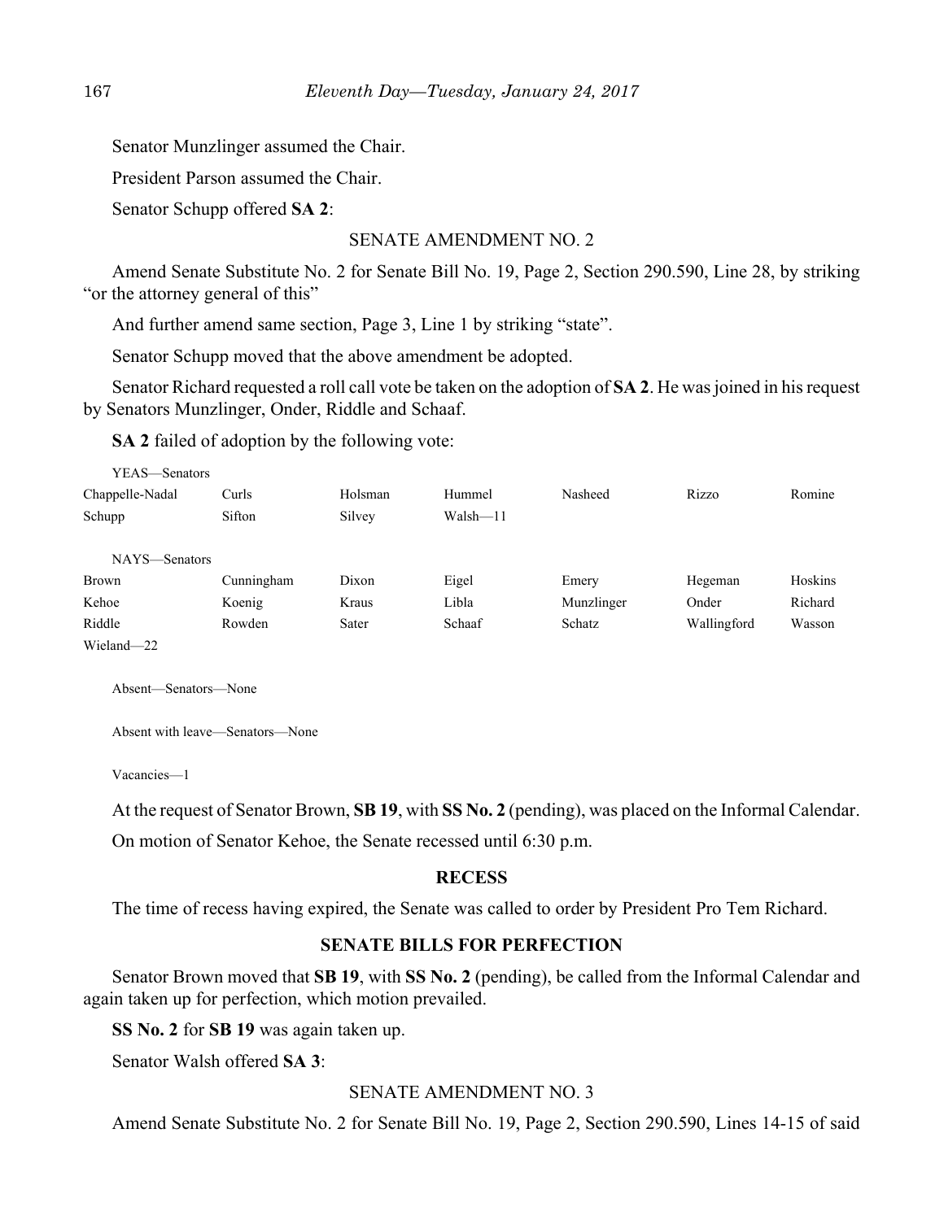Senator Munzlinger assumed the Chair.

President Parson assumed the Chair.

Senator Schupp offered **SA 2**:

SENATE AMENDMENT NO. 2

Amend Senate Substitute No. 2 for Senate Bill No. 19, Page 2, Section 290.590, Line 28, by striking "or the attorney general of this"

And further amend same section, Page 3, Line 1 by striking "state".

Senator Schupp moved that the above amendment be adopted.

Senator Richard requested a roll call vote be taken on the adoption of **SA 2**. He was joined in his request by Senators Munzlinger, Onder, Riddle and Schaaf.

**SA 2** failed of adoption by the following vote:

YEAS—Senators

| | | | | | | |
|---|---|---|---|---|---|---|
| Chappelle-Nadal | Curls | Holsman | Hummel | Nasheed | Rizzo | Romine |
| Schupp | Sifton | Silvey | Walsh—11 | | | |

NAYS—Senators

| | | | | | | |
|---|---|---|---|---|---|---|
| Brown | Cunningham | Dixon | Eigel | Emery | Hegeman | Hoskins |
| Kehoe | Koenig | Kraus | Libla | Munzlinger | Onder | Richard |
| Riddle | Rowden | Sater | Schaaf | Schatz | Wallingford | Wasson |
| Wieland—22 | | | | | | |

Absent—Senators—None

Absent with leave—Senators—None

Vacancies—1

At the request of Senator Brown, **SB 19**, with **SS No. 2** (pending), was placed on the Informal Calendar.

On motion of Senator Kehoe, the Senate recessed until 6:30 p.m.

## RECESS

The time of recess having expired, the Senate was called to order by President Pro Tem Richard.

## SENATE BILLS FOR PERFECTION

Senator Brown moved that **SB 19**, with **SS No. 2** (pending), be called from the Informal Calendar and again taken up for perfection, which motion prevailed.

**SS No. 2** for **SB 19** was again taken up.

Senator Walsh offered **SA 3**:

SENATE AMENDMENT NO. 3

Amend Senate Substitute No. 2 for Senate Bill No. 19, Page 2, Section 290.590, Lines 14-15 of said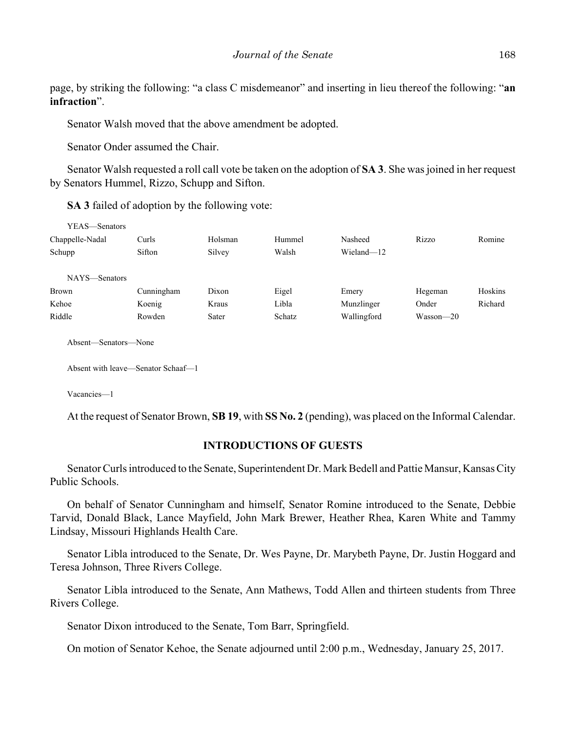page, by striking the following: "a class C misdemeanor" and inserting in lieu thereof the following: "**an infraction**".

Senator Walsh moved that the above amendment be adopted.

Senator Onder assumed the Chair.

Senator Walsh requested a roll call vote be taken on the adoption of **SA 3**. She was joined in her request by Senators Hummel, Rizzo, Schupp and Sifton.

**SA 3** failed of adoption by the following vote:

YEAS—Senators

| | | | | | | |
|---|---|---|---|---|---|---|
| Chappelle-Nadal | Curls | Holsman | Hummel | Nasheed | Rizzo | Romine |
| Schupp | Sifton | Silvey | Walsh | Wieland—12 | | |

NAYS—Senators

| | | | | | | |
|---|---|---|---|---|---|---|
| Brown | Cunningham | Dixon | Eigel | Emery | Hegeman | Hoskins |
| Kehoe | Koenig | Kraus | Libla | Munzlinger | Onder | Richard |
| Riddle | Rowden | Sater | Schatz | Wallingford | Wasson—20 | |

Absent—Senators—None

Absent with leave—Senator Schaaf—1

Vacancies—1

At the request of Senator Brown, **SB 19**, with **SS No. 2** (pending), was placed on the Informal Calendar.

## INTRODUCTIONS OF GUESTS

Senator Curls introduced to the Senate, Superintendent Dr. Mark Bedell and Pattie Mansur, Kansas City Public Schools.

On behalf of Senator Cunningham and himself, Senator Romine introduced to the Senate, Debbie Tarvid, Donald Black, Lance Mayfield, John Mark Brewer, Heather Rhea, Karen White and Tammy Lindsay, Missouri Highlands Health Care.

Senator Libla introduced to the Senate, Dr. Wes Payne, Dr. Marybeth Payne, Dr. Justin Hoggard and Teresa Johnson, Three Rivers College.

Senator Libla introduced to the Senate, Ann Mathews, Todd Allen and thirteen students from Three Rivers College.

Senator Dixon introduced to the Senate, Tom Barr, Springfield.

On motion of Senator Kehoe, the Senate adjourned until 2:00 p.m., Wednesday, January 25, 2017.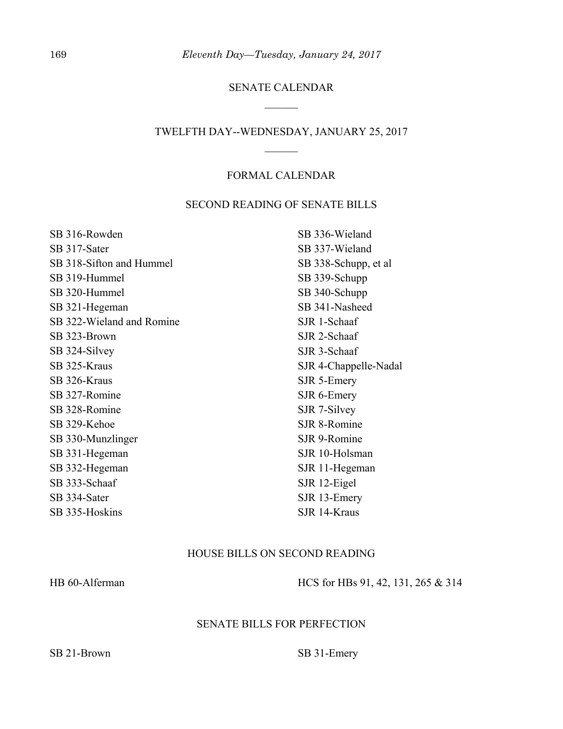## SENATE CALENDAR

______

## TWELFTH DAY--WEDNESDAY, JANUARY 25, 2017

______

### FORMAL CALENDAR

### SECOND READING OF SENATE BILLS

SB 316-Rowden
SB 317-Sater
SB 318-Sifton and Hummel
SB 319-Hummel
SB 320-Hummel
SB 321-Hegeman
SB 322-Wieland and Romine
SB 323-Brown
SB 324-Silvey
SB 325-Kraus
SB 326-Kraus
SB 327-Romine
SB 328-Romine
SB 329-Kehoe
SB 330-Munzlinger
SB 331-Hegeman
SB 332-Hegeman
SB 333-Schaaf
SB 334-Sater
SB 335-Hoskins
SB 336-Wieland
SB 337-Wieland
SB 338-Schupp, et al
SB 339-Schupp
SB 340-Schupp
SB 341-Nasheed
SJR 1-Schaaf
SJR 2-Schaaf
SJR 3-Schaaf
SJR 4-Chappelle-Nadal
SJR 5-Emery
SJR 6-Emery
SJR 7-Silvey
SJR 8-Romine
SJR 9-Romine
SJR 10-Holsman
SJR 11-Hegeman
SJR 12-Eigel
SJR 13-Emery
SJR 14-Kraus

### HOUSE BILLS ON SECOND READING

HB 60-Alferman
HCS for HBs 91, 42, 131, 265 & 314

### SENATE BILLS FOR PERFECTION

SB 21-Brown
SB 31-Emery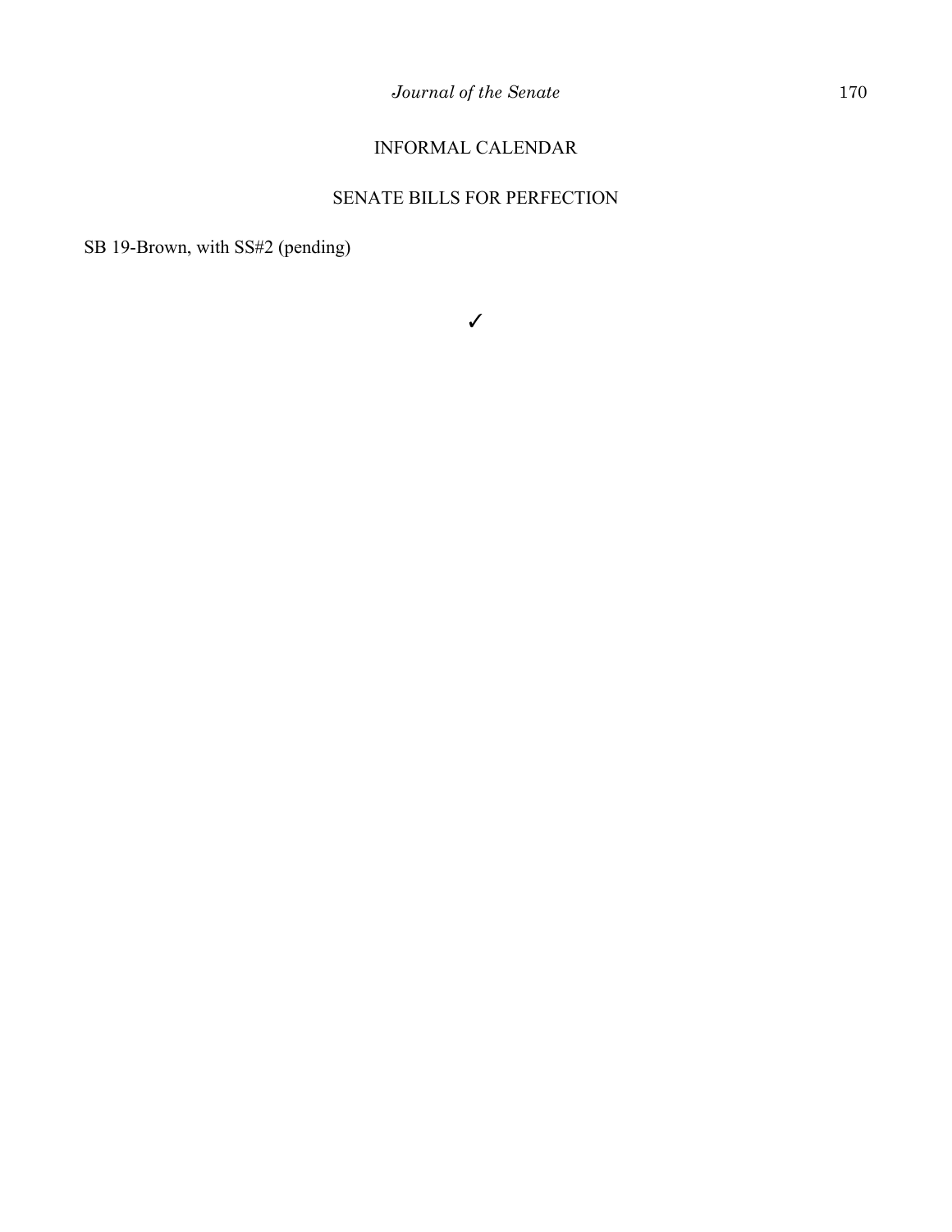## INFORMAL CALENDAR

### SENATE BILLS FOR PERFECTION

SB 19-Brown, with SS#2 (pending)

✓